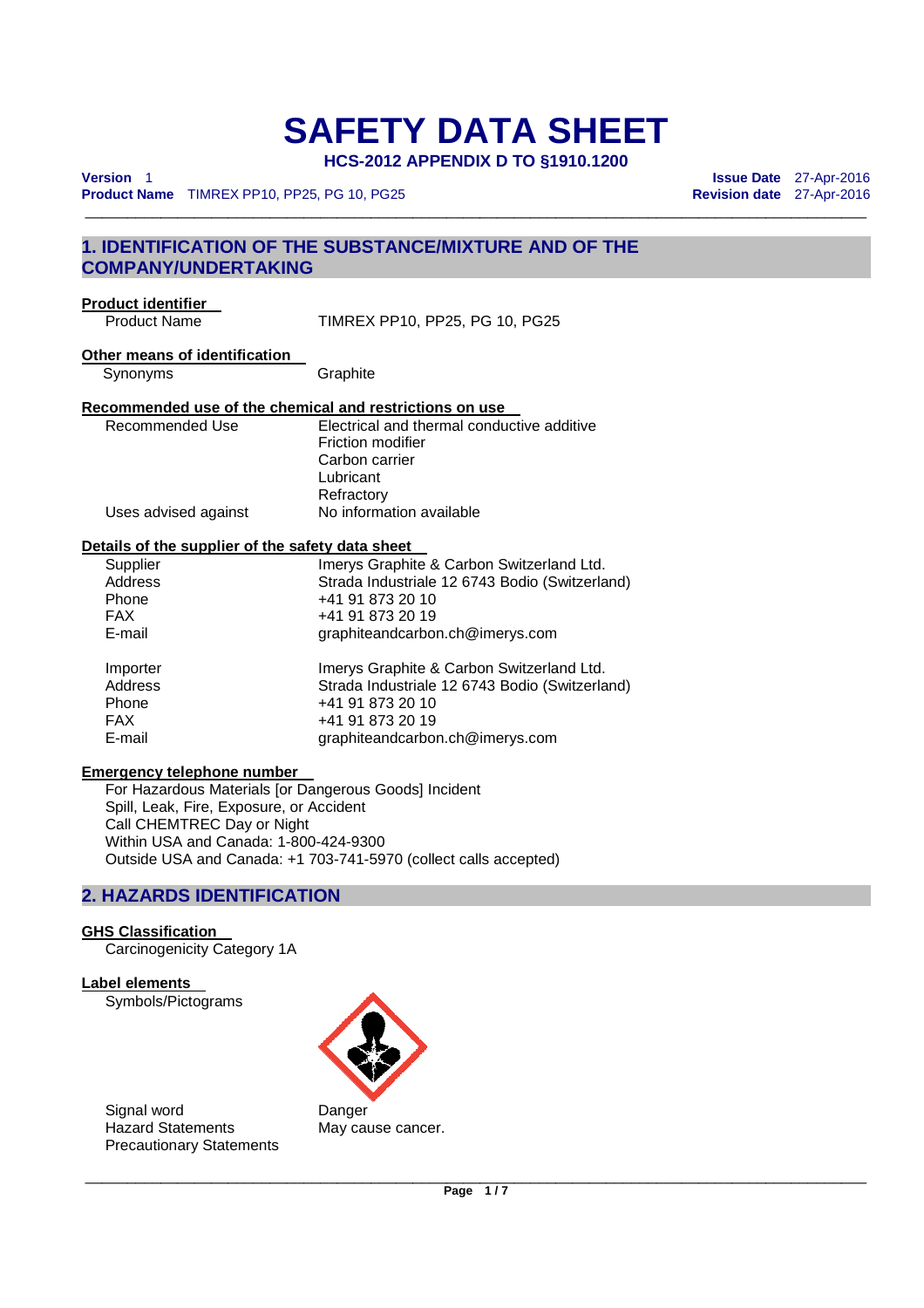# SAFETY DATA SHEET

**HCS-2012 APPENDIX D TO §1910.1200**

**Version** 1
**Product Name** TIMREX PP10, PP25, PG 10, PG25

**Issue Date** 27-Apr-2016
**Revision date** 27-Apr-2016

## 1. IDENTIFICATION OF THE SUBSTANCE/MIXTURE AND OF THE COMPANY/UNDERTAKING

**Product identifier**

| | |
|---|---|
| Product Name | TIMREX PP10, PP25, PG 10, PG25 |

**Other means of identification**

| | |
|---|---|
| Synonyms | Graphite |

**Recommended use of the chemical and restrictions on use**

| | |
|---|---|
| Recommended Use | Electrical and thermal conductive additive<br>Friction modifier<br>Carbon carrier<br>Lubricant<br>Refractory |
| Uses advised against | No information available |

**Details of the supplier of the safety data sheet**

| | |
|---|---|
| Supplier | Imerys Graphite & Carbon Switzerland Ltd. |
| Address | Strada Industriale 12 6743 Bodio (Switzerland) |
| Phone | +41 91 873 20 10 |
| FAX | +41 91 873 20 19 |
| E-mail | graphiteandcarbon.ch@imerys.com |

| | |
|---|---|
| Importer | Imerys Graphite & Carbon Switzerland Ltd. |
| Address | Strada Industriale 12 6743 Bodio (Switzerland) |
| Phone | +41 91 873 20 10 |
| FAX | +41 91 873 20 19 |
| E-mail | graphiteandcarbon.ch@imerys.com |

**Emergency telephone number**

For Hazardous Materials [or Dangerous Goods] Incident
Spill, Leak, Fire, Exposure, or Accident
Call CHEMTREC Day or Night
Within USA and Canada: 1-800-424-9300
Outside USA and Canada: +1 703-741-5970 (collect calls accepted)

## 2. HAZARDS IDENTIFICATION

**GHS Classification**

Carcinogenicity Category 1A

**Label elements**

Symbols/Pictograms

| | |
|---|---|
| Signal word | Danger |
| Hazard Statements | May cause cancer. |
| Precautionary Statements | |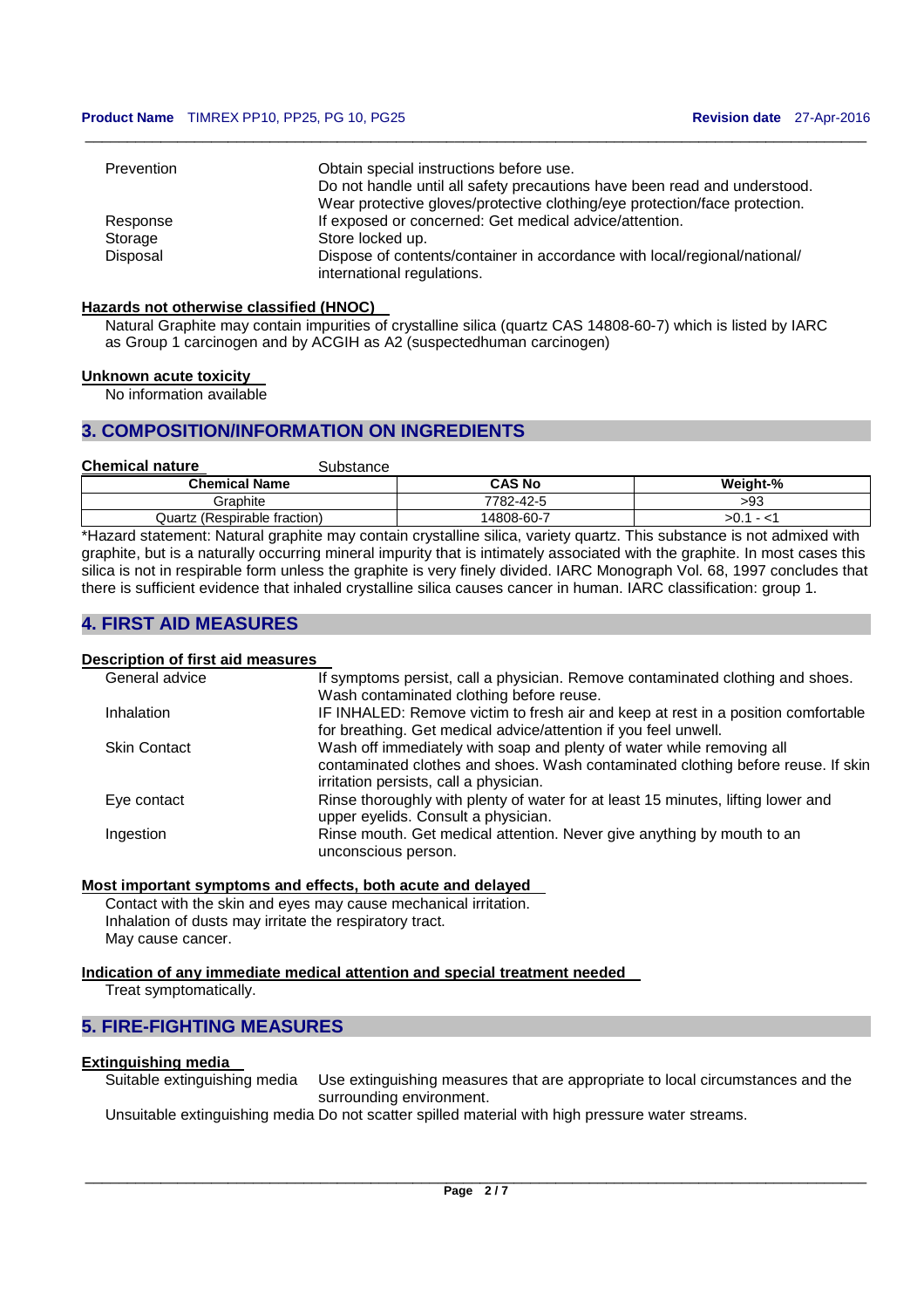| | |
|---|---|
| Prevention | Obtain special instructions before use.<br>Do not handle until all safety precautions have been read and understood.<br>Wear protective gloves/protective clothing/eye protection/face protection. |
| Response | If exposed or concerned: Get medical advice/attention. |
| Storage | Store locked up. |
| Disposal | Dispose of contents/container in accordance with local/regional/national/ international regulations. |

**Hazards not otherwise classified (HNOC)**

Natural Graphite may contain impurities of crystalline silica (quartz CAS 14808-60-7) which is listed by IARC as Group 1 carcinogen and by ACGIH as A2 (suspectedhuman carcinogen)

**Unknown acute toxicity**

No information available

## 3. COMPOSITION/INFORMATION ON INGREDIENTS

**Chemical nature** Substance

| Chemical Name | CAS No | Weight-% |
|---|---|---|
| Graphite | 7782-42-5 | >93 |
| Quartz (Respirable fraction) | 14808-60-7 | >0.1 - <1 |

*Hazard statement: Natural graphite may contain crystalline silica, variety quartz. This substance is not admixed with graphite, but is a naturally occurring mineral impurity that is intimately associated with the graphite. In most cases this silica is not in respirable form unless the graphite is very finely divided. IARC Monograph Vol. 68, 1997 concludes that there is sufficient evidence that inhaled crystalline silica causes cancer in human. IARC classification: group 1.

## 4. FIRST AID MEASURES

**Description of first aid measures**

| | |
|---|---|
| General advice | If symptoms persist, call a physician. Remove contaminated clothing and shoes. Wash contaminated clothing before reuse. |
| Inhalation | IF INHALED: Remove victim to fresh air and keep at rest in a position comfortable for breathing. Get medical advice/attention if you feel unwell. |
| Skin Contact | Wash off immediately with soap and plenty of water while removing all contaminated clothes and shoes. Wash contaminated clothing before reuse. If skin irritation persists, call a physician. |
| Eye contact | Rinse thoroughly with plenty of water for at least 15 minutes, lifting lower and upper eyelids. Consult a physician. |
| Ingestion | Rinse mouth. Get medical attention. Never give anything by mouth to an unconscious person. |

**Most important symptoms and effects, both acute and delayed**

Contact with the skin and eyes may cause mechanical irritation.
Inhalation of dusts may irritate the respiratory tract.
May cause cancer.

**Indication of any immediate medical attention and special treatment needed**

Treat symptomatically.

## 5. FIRE-FIGHTING MEASURES

**Extinguishing media**

Suitable extinguishing media: Use extinguishing measures that are appropriate to local circumstances and the surrounding environment.

Unsuitable extinguishing media: Do not scatter spilled material with high pressure water streams.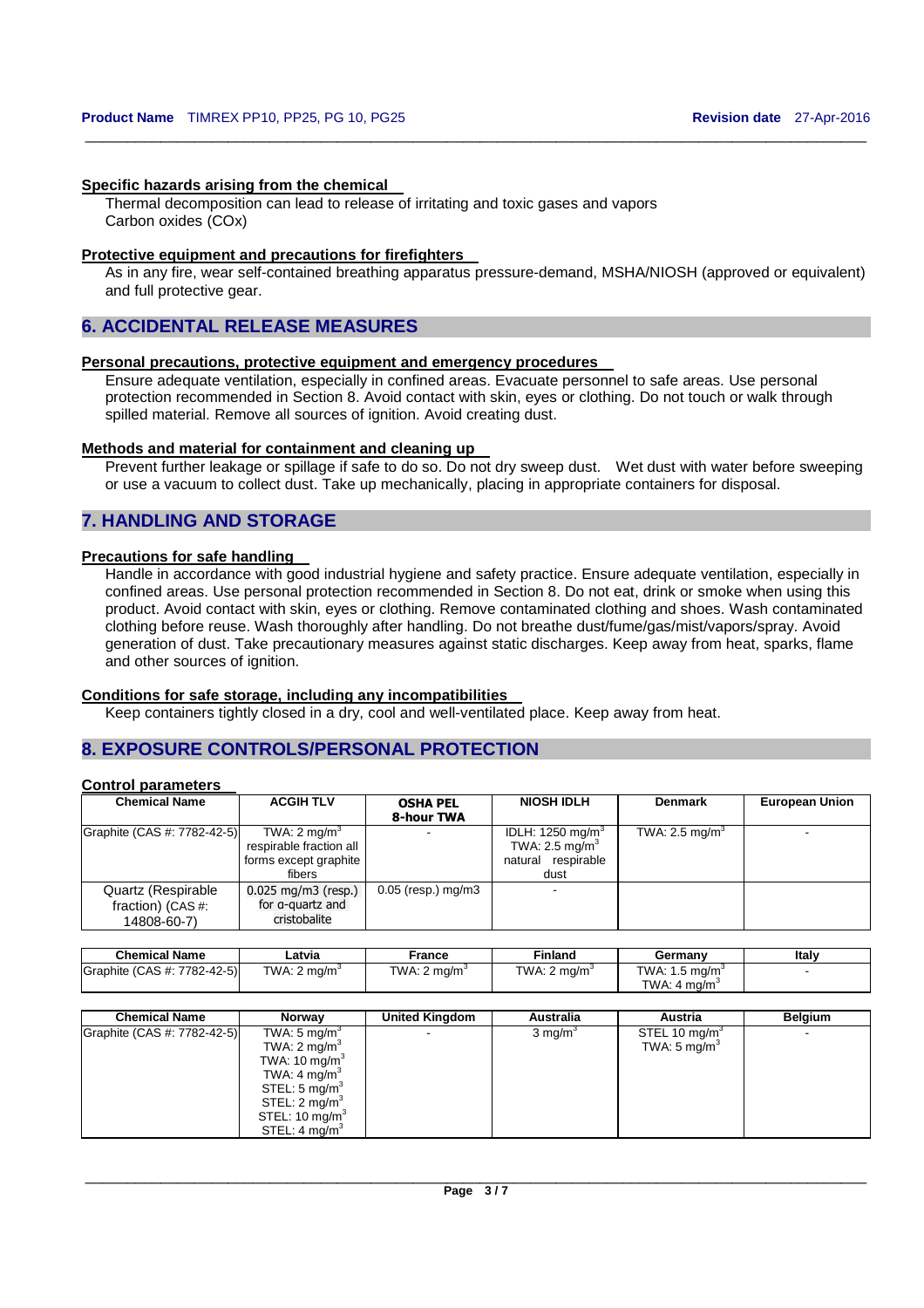#### Specific hazards arising from the chemical

Thermal decomposition can lead to release of irritating and toxic gases and vapors
Carbon oxides (COx)

#### Protective equipment and precautions for firefighters

As in any fire, wear self-contained breathing apparatus pressure-demand, MSHA/NIOSH (approved or equivalent) and full protective gear.

## 6. ACCIDENTAL RELEASE MEASURES

#### Personal precautions, protective equipment and emergency procedures

Ensure adequate ventilation, especially in confined areas. Evacuate personnel to safe areas. Use personal protection recommended in Section 8. Avoid contact with skin, eyes or clothing. Do not touch or walk through spilled material. Remove all sources of ignition. Avoid creating dust.

#### Methods and material for containment and cleaning up

Prevent further leakage or spillage if safe to do so. Do not dry sweep dust. Wet dust with water before sweeping or use a vacuum to collect dust. Take up mechanically, placing in appropriate containers for disposal.

## 7. HANDLING AND STORAGE

#### Precautions for safe handling

Handle in accordance with good industrial hygiene and safety practice. Ensure adequate ventilation, especially in confined areas. Use personal protection recommended in Section 8. Do not eat, drink or smoke when using this product. Avoid contact with skin, eyes or clothing. Remove contaminated clothing and shoes. Wash contaminated clothing before reuse. Wash thoroughly after handling. Do not breathe dust/fume/gas/mist/vapors/spray. Avoid generation of dust. Take precautionary measures against static discharges. Keep away from heat, sparks, flame and other sources of ignition.

#### Conditions for safe storage, including any incompatibilities

Keep containers tightly closed in a dry, cool and well-ventilated place. Keep away from heat.

## 8. EXPOSURE CONTROLS/PERSONAL PROTECTION

#### Control parameters

| Chemical Name | ACGIH TLV | OSHA PEL 8-hour TWA | NIOSH IDLH | Denmark | European Union |
|---|---|---|---|---|---|
| Graphite (CAS #: 7782-42-5) | TWA: 2 mg/m³ respirable fraction all forms except graphite fibers | - | IDLH: 1250 mg/m³ TWA: 2.5 mg/m³ natural respirable dust | TWA: 2.5 mg/m³ | - |
| Quartz (Respirable fraction) (CAS #: 14808-60-7) | 0.025 mg/m3 (resp.) for α-quartz and cristobalite | 0.05 (resp.) mg/m3 | - | | |

| Chemical Name | Latvia | France | Finland | Germany | Italy |
|---|---|---|---|---|---|
| Graphite (CAS #: 7782-42-5) | TWA: 2 mg/m³ | TWA: 2 mg/m³ | TWA: 2 mg/m³ | TWA: 1.5 mg/m³ TWA: 4 mg/m³ | - |

| Chemical Name | Norway | United Kingdom | Australia | Austria | Belgium |
|---|---|---|---|---|---|
| Graphite (CAS #: 7782-42-5) | TWA: 5 mg/m³ TWA: 2 mg/m³ TWA: 10 mg/m³ TWA: 4 mg/m³ STEL: 5 mg/m³ STEL: 2 mg/m³ STEL: 10 mg/m³ STEL: 4 mg/m³ | - | 3 mg/m³ | STEL 10 mg/m³ TWA: 5 mg/m³ | - |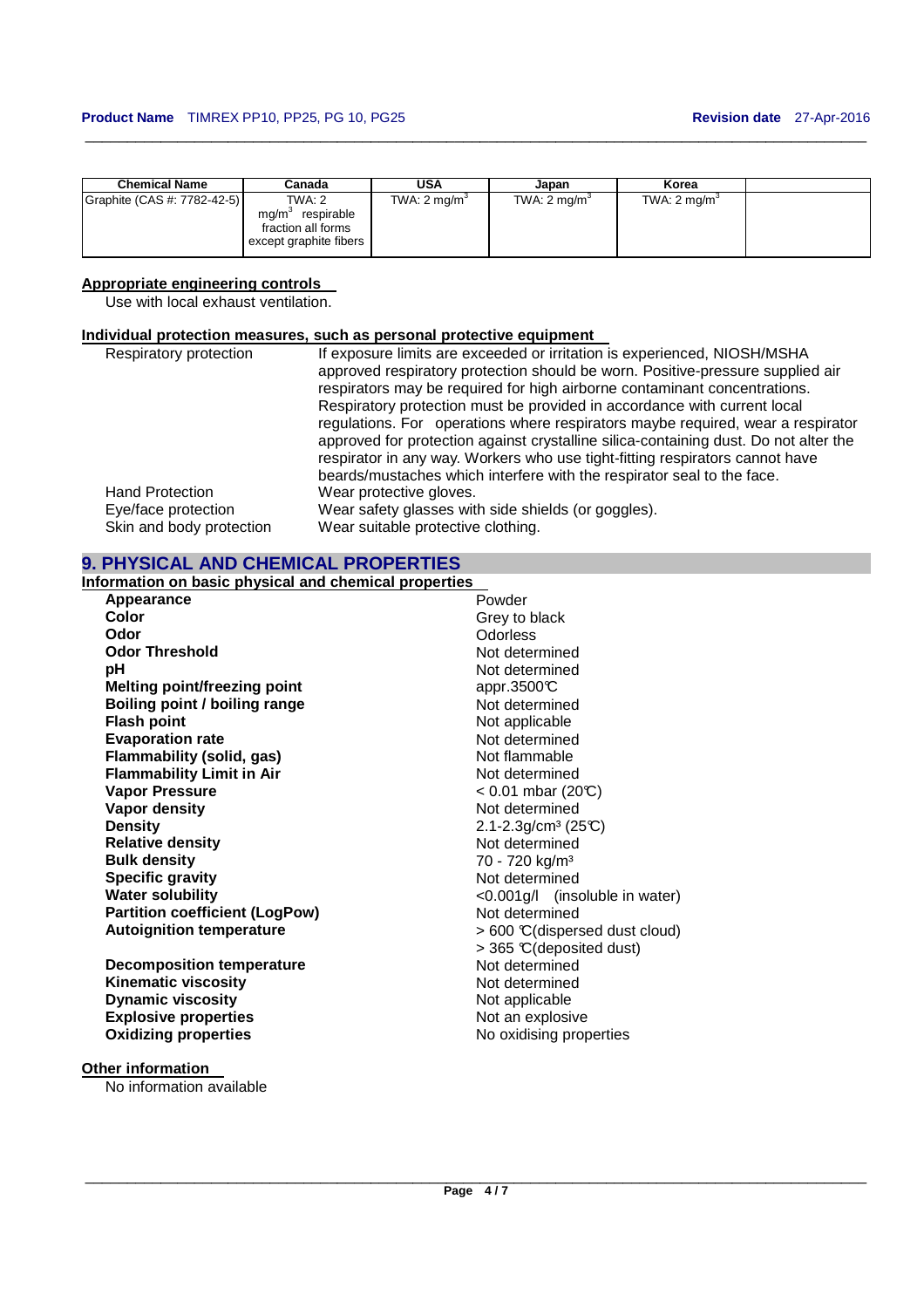| Chemical Name | Canada | USA | Japan | Korea | |
|---|---|---|---|---|---|
| Graphite (CAS #: 7782-42-5) | TWA: 2 $mg/m^3$ respirable fraction all forms except graphite fibers | TWA: 2 $mg/m^3$ | TWA: 2 $mg/m^3$ | TWA: 2 $mg/m^3$ | |

**Appropriate engineering controls**

Use with local exhaust ventilation.

**Individual protection measures, such as personal protective equipment**

| | |
|---|---|
| Respiratory protection | If exposure limits are exceeded or irritation is experienced, NIOSH/MSHA approved respiratory protection should be worn. Positive-pressure supplied air respirators may be required for high airborne contaminant concentrations. Respiratory protection must be provided in accordance with current local regulations. For operations where respirators maybe required, wear a respirator approved for protection against crystalline silica-containing dust. Do not alter the respirator in any way. Workers who use tight-fitting respirators cannot have beards/mustaches which interfere with the respirator seal to the face. |
| Hand Protection | Wear protective gloves. |
| Eye/face protection | Wear safety glasses with side shields (or goggles). |
| Skin and body protection | Wear suitable protective clothing. |

## 9. PHYSICAL AND CHEMICAL PROPERTIES

**Information on basic physical and chemical properties**

| | |
|---|---|
| **Appearance** | Powder |
| **Color** | Grey to black |
| **Odor** | Odorless |
| **Odor Threshold** | Not determined |
| **pH** | Not determined |
| **Melting point/freezing point** | appr.3500°C |
| **Boiling point / boiling range** | Not determined |
| **Flash point** | Not applicable |
| **Evaporation rate** | Not determined |
| **Flammability (solid, gas)** | Not flammable |
| **Flammability Limit in Air** | Not determined |
| **Vapor Pressure** | < 0.01 mbar (20°C) |
| **Vapor density** | Not determined |
| **Density** | 2.1-2.3g/$cm^3$ (25°C) |
| **Relative density** | Not determined |
| **Bulk density** | 70 - 720 kg/$m^3$ |
| **Specific gravity** | Not determined |
| **Water solubility** | <0.001g/l (insoluble in water) |
| **Partition coefficient (LogPow)** | Not determined |
| **Autoignition temperature** | > 600 °C(dispersed dust cloud)<br>> 365 °C(deposited dust) |
| **Decomposition temperature** | Not determined |
| **Kinematic viscosity** | Not determined |
| **Dynamic viscosity** | Not applicable |
| **Explosive properties** | Not an explosive |
| **Oxidizing properties** | No oxidising properties |

**Other information**

No information available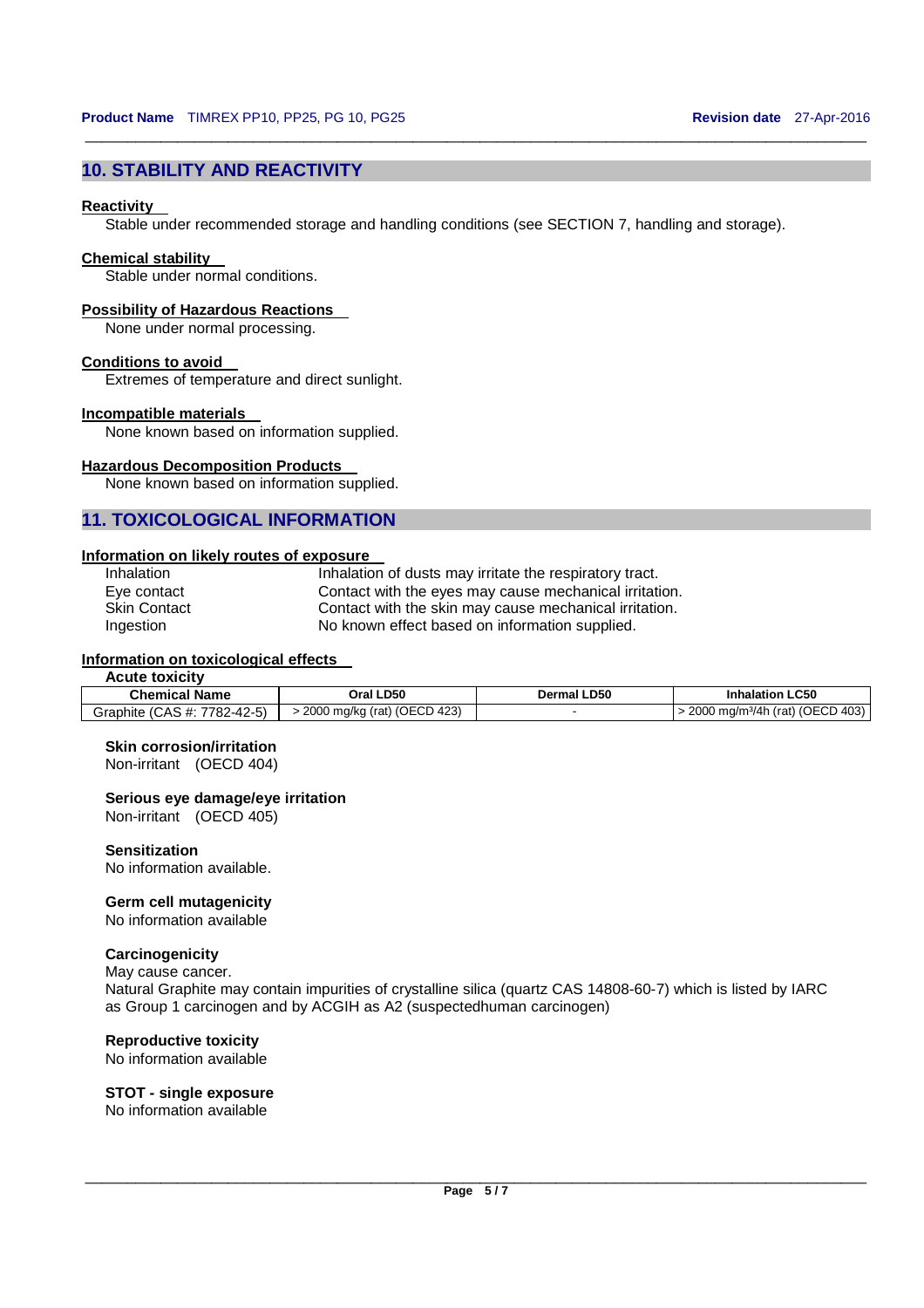## 10. STABILITY AND REACTIVITY

**Reactivity**

Stable under recommended storage and handling conditions (see SECTION 7, handling and storage).

**Chemical stability**

Stable under normal conditions.

**Possibility of Hazardous Reactions**

None under normal processing.

**Conditions to avoid**

Extremes of temperature and direct sunlight.

**Incompatible materials**

None known based on information supplied.

**Hazardous Decomposition Products**

None known based on information supplied.

## 11. TOXICOLOGICAL INFORMATION

**Information on likely routes of exposure**

| | |
|---|---|
| Inhalation | Inhalation of dusts may irritate the respiratory tract. |
| Eye contact | Contact with the eyes may cause mechanical irritation. |
| Skin Contact | Contact with the skin may cause mechanical irritation. |
| Ingestion | No known effect based on information supplied. |

**Information on toxicological effects**

**Acute toxicity**

| Chemical Name | Oral LD50 | Dermal LD50 | Inhalation LC50 |
|---|---|---|---|
| Graphite (CAS #: 7782-42-5) | > 2000 mg/kg (rat) (OECD 423) | - | > 2000 mg/m³/4h (rat) (OECD 403) |

**Skin corrosion/irritation**

Non-irritant (OECD 404)

**Serious eye damage/eye irritation**

Non-irritant (OECD 405)

**Sensitization**

No information available.

**Germ cell mutagenicity**

No information available

**Carcinogenicity**

May cause cancer.

Natural Graphite may contain impurities of crystalline silica (quartz CAS 14808-60-7) which is listed by IARC as Group 1 carcinogen and by ACGIH as A2 (suspectedhuman carcinogen)

**Reproductive toxicity**

No information available

**STOT - single exposure**

No information available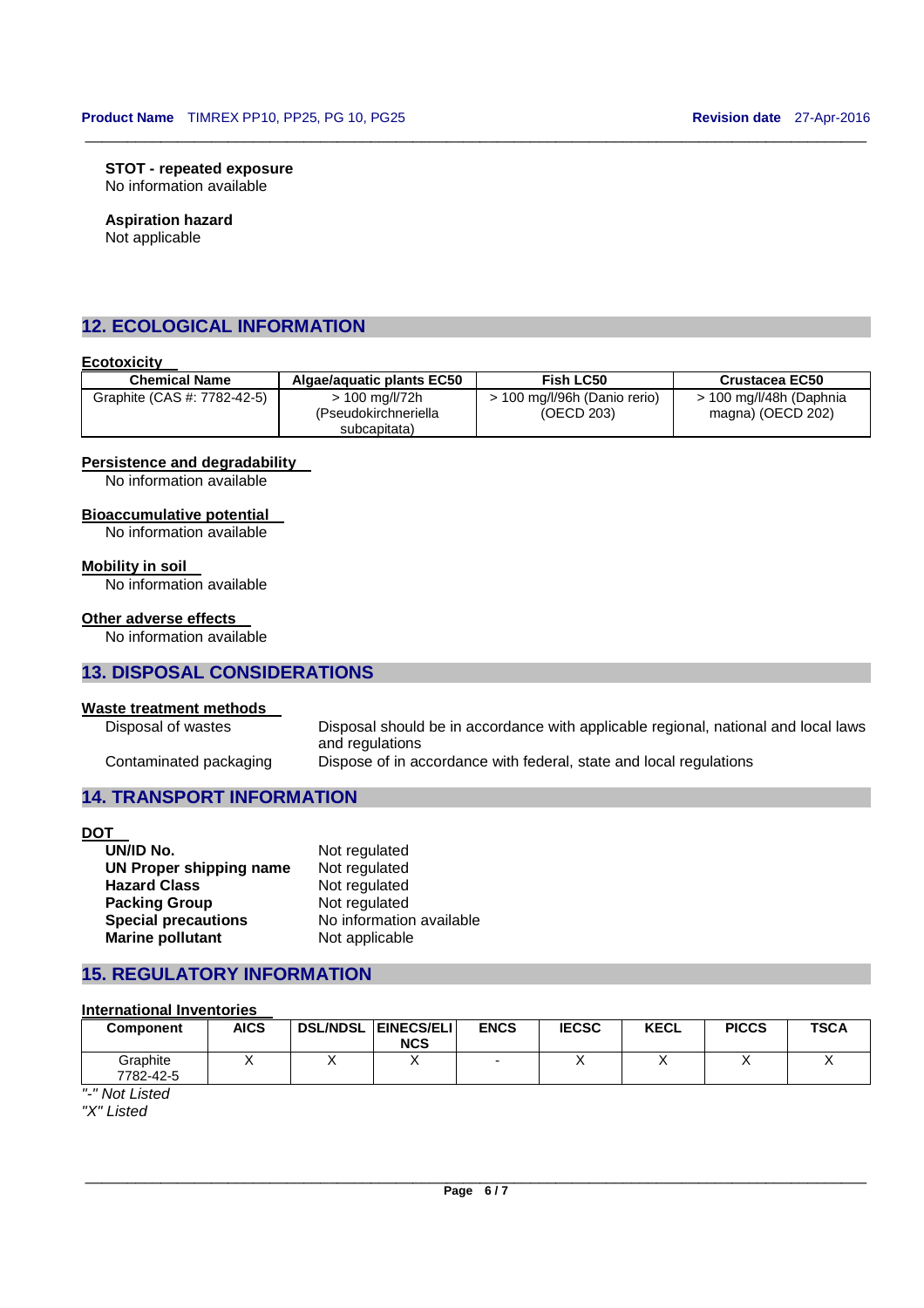**STOT - repeated exposure**
No information available

**Aspiration hazard**
Not applicable

## 12. ECOLOGICAL INFORMATION

**Ecotoxicity**

| Chemical Name | Algae/aquatic plants EC50 | Fish LC50 | Crustacea EC50 |
|---|---|---|---|
| Graphite (CAS #: 7782-42-5) | > 100 mg/l/72h (Pseudokirchneriella subcapitata) | > 100 mg/l/96h (Danio rerio) (OECD 203) | > 100 mg/l/48h (Daphnia magna) (OECD 202) |

**Persistence and degradability**
No information available

**Bioaccumulative potential**
No information available

**Mobility in soil**
No information available

**Other adverse effects**
No information available

## 13. DISPOSAL CONSIDERATIONS

**Waste treatment methods**

| | |
|---|---|
| Disposal of wastes | Disposal should be in accordance with applicable regional, national and local laws and regulations |
| Contaminated packaging | Dispose of in accordance with federal, state and local regulations |

## 14. TRANSPORT INFORMATION

**DOT**

| | |
|---|---|
| **UN/ID No.** | Not regulated |
| **UN Proper shipping name** | Not regulated |
| **Hazard Class** | Not regulated |
| **Packing Group** | Not regulated |
| **Special precautions** | No information available |
| **Marine pollutant** | Not applicable |

## 15. REGULATORY INFORMATION

**International Inventories**

| Component | AICS | DSL/NDSL | EINECS/ELINCS | ENCS | IECSC | KECL | PICCS | TSCA |
|---|---|---|---|---|---|---|---|---|
| Graphite 7782-42-5 | X | X | X | - | X | X | X | X |

*"-" Not Listed*
*"X" Listed*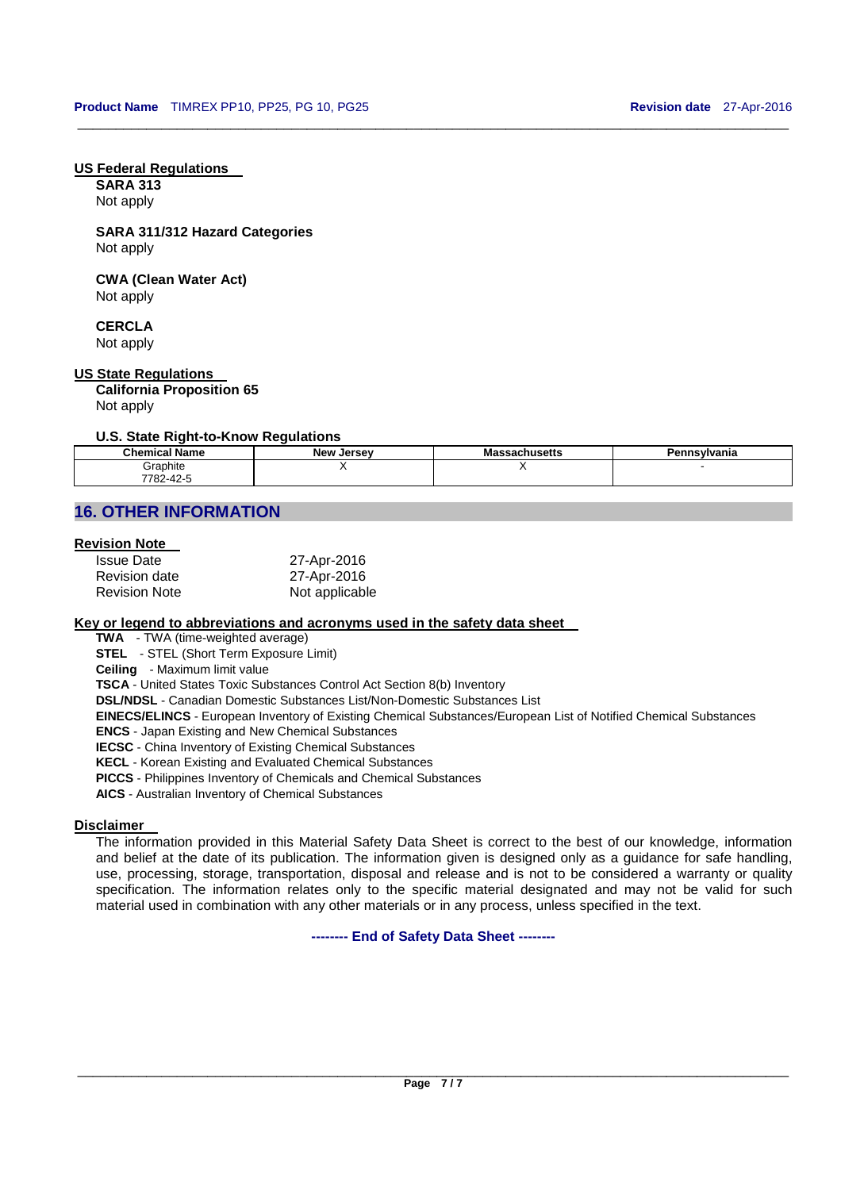### US Federal Regulations

**SARA 313**
Not apply

**SARA 311/312 Hazard Categories**
Not apply

**CWA (Clean Water Act)**
Not apply

**CERCLA**
Not apply

### US State Regulations

**California Proposition 65**
Not apply

**U.S. State Right-to-Know Regulations**

| Chemical Name | New Jersey | Massachusetts | Pennsylvania |
|---|---|---|---|
| Graphite<br>7782-42-5 | X | X | - |

## 16. OTHER INFORMATION

### Revision Note

| | |
|---|---|
| Issue Date | 27-Apr-2016 |
| Revision date | 27-Apr-2016 |
| Revision Note | Not applicable |

### Key or legend to abbreviations and acronyms used in the safety data sheet

**TWA** - TWA (time-weighted average)
**STEL** - STEL (Short Term Exposure Limit)
**Ceiling** - Maximum limit value
**TSCA** - United States Toxic Substances Control Act Section 8(b) Inventory
**DSL/NDSL** - Canadian Domestic Substances List/Non-Domestic Substances List
**EINECS/ELINCS** - European Inventory of Existing Chemical Substances/European List of Notified Chemical Substances
**ENCS** - Japan Existing and New Chemical Substances
**IECSC** - China Inventory of Existing Chemical Substances
**KECL** - Korean Existing and Evaluated Chemical Substances
**PICCS** - Philippines Inventory of Chemicals and Chemical Substances
**AICS** - Australian Inventory of Chemical Substances

### Disclaimer

The information provided in this Material Safety Data Sheet is correct to the best of our knowledge, information and belief at the date of its publication. The information given is designed only as a guidance for safe handling, use, processing, storage, transportation, disposal and release and is not to be considered a warranty or quality specification. The information relates only to the specific material designated and may not be valid for such material used in combination with any other materials or in any process, unless specified in the text.

**-------- End of Safety Data Sheet --------**